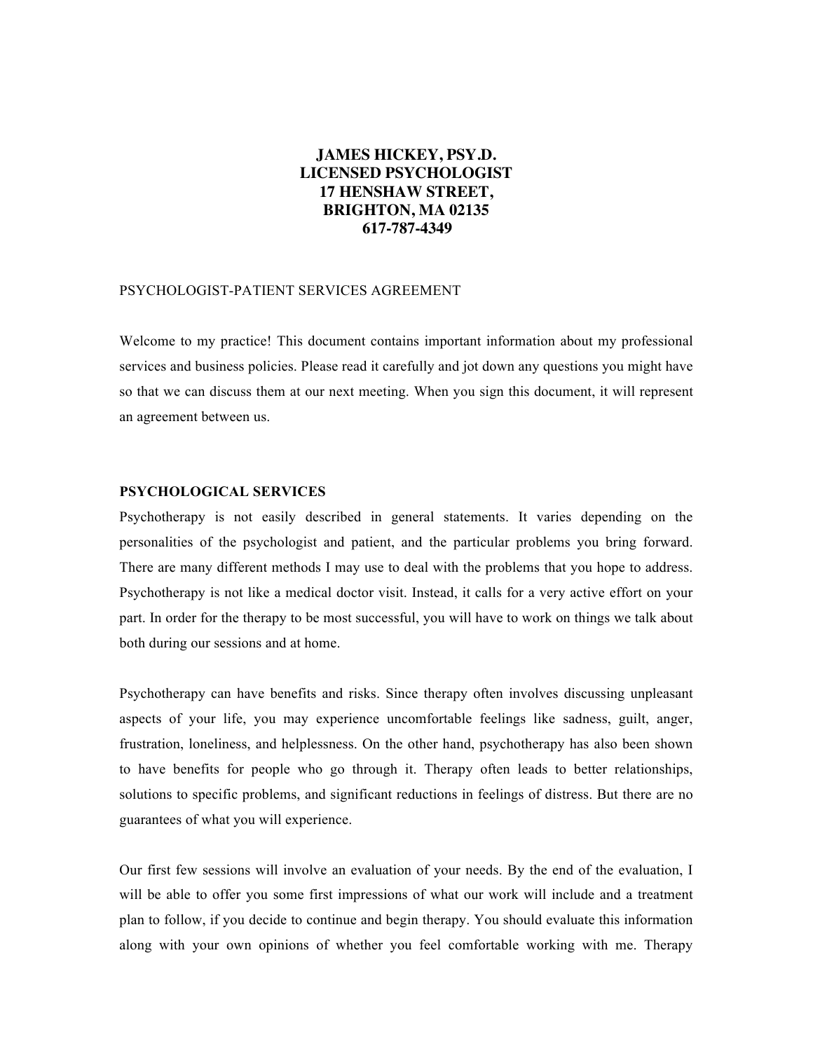**JAMES HICKEY, PSY.D.**
**LICENSED PSYCHOLOGIST**
**17 HENSHAW STREET,**
**BRIGHTON, MA 02135**
**617-787-4349**

PSYCHOLOGIST-PATIENT SERVICES AGREEMENT

Welcome to my practice! This document contains important information about my professional services and business policies. Please read it carefully and jot down any questions you might have so that we can discuss them at our next meeting. When you sign this document, it will represent an agreement between us.

## PSYCHOLOGICAL SERVICES

Psychotherapy is not easily described in general statements. It varies depending on the personalities of the psychologist and patient, and the particular problems you bring forward. There are many different methods I may use to deal with the problems that you hope to address. Psychotherapy is not like a medical doctor visit. Instead, it calls for a very active effort on your part. In order for the therapy to be most successful, you will have to work on things we talk about both during our sessions and at home.

Psychotherapy can have benefits and risks. Since therapy often involves discussing unpleasant aspects of your life, you may experience uncomfortable feelings like sadness, guilt, anger, frustration, loneliness, and helplessness. On the other hand, psychotherapy has also been shown to have benefits for people who go through it. Therapy often leads to better relationships, solutions to specific problems, and significant reductions in feelings of distress. But there are no guarantees of what you will experience.

Our first few sessions will involve an evaluation of your needs. By the end of the evaluation, I will be able to offer you some first impressions of what our work will include and a treatment plan to follow, if you decide to continue and begin therapy. You should evaluate this information along with your own opinions of whether you feel comfortable working with me. Therapy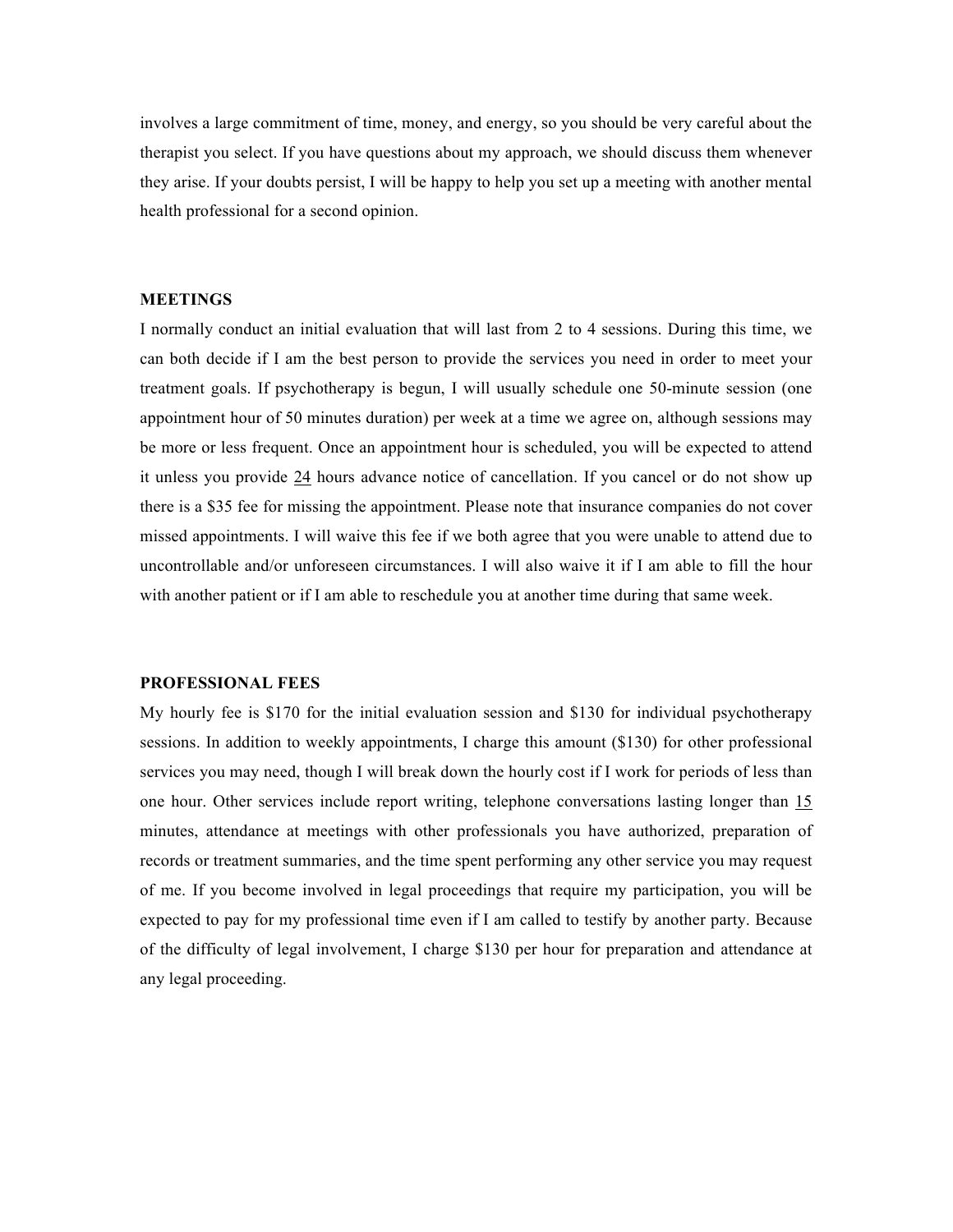involves a large commitment of time, money, and energy, so you should be very careful about the therapist you select. If you have questions about my approach, we should discuss them whenever they arise. If your doubts persist, I will be happy to help you set up a meeting with another mental health professional for a second opinion.

**MEETINGS**

I normally conduct an initial evaluation that will last from 2 to 4 sessions. During this time, we can both decide if I am the best person to provide the services you need in order to meet your treatment goals. If psychotherapy is begun, I will usually schedule one 50-minute session (one appointment hour of 50 minutes duration) per week at a time we agree on, although sessions may be more or less frequent. Once an appointment hour is scheduled, you will be expected to attend it unless you provide 24 hours advance notice of cancellation. If you cancel or do not show up there is a $35 fee for missing the appointment. Please note that insurance companies do not cover missed appointments. I will waive this fee if we both agree that you were unable to attend due to uncontrollable and/or unforeseen circumstances. I will also waive it if I am able to fill the hour with another patient or if I am able to reschedule you at another time during that same week.

**PROFESSIONAL FEES**

My hourly fee is $170 for the initial evaluation session and $130 for individual psychotherapy sessions. In addition to weekly appointments, I charge this amount ($130) for other professional services you may need, though I will break down the hourly cost if I work for periods of less than one hour. Other services include report writing, telephone conversations lasting longer than 15 minutes, attendance at meetings with other professionals you have authorized, preparation of records or treatment summaries, and the time spent performing any other service you may request of me. If you become involved in legal proceedings that require my participation, you will be expected to pay for my professional time even if I am called to testify by another party. Because of the difficulty of legal involvement, I charge $130 per hour for preparation and attendance at any legal proceeding.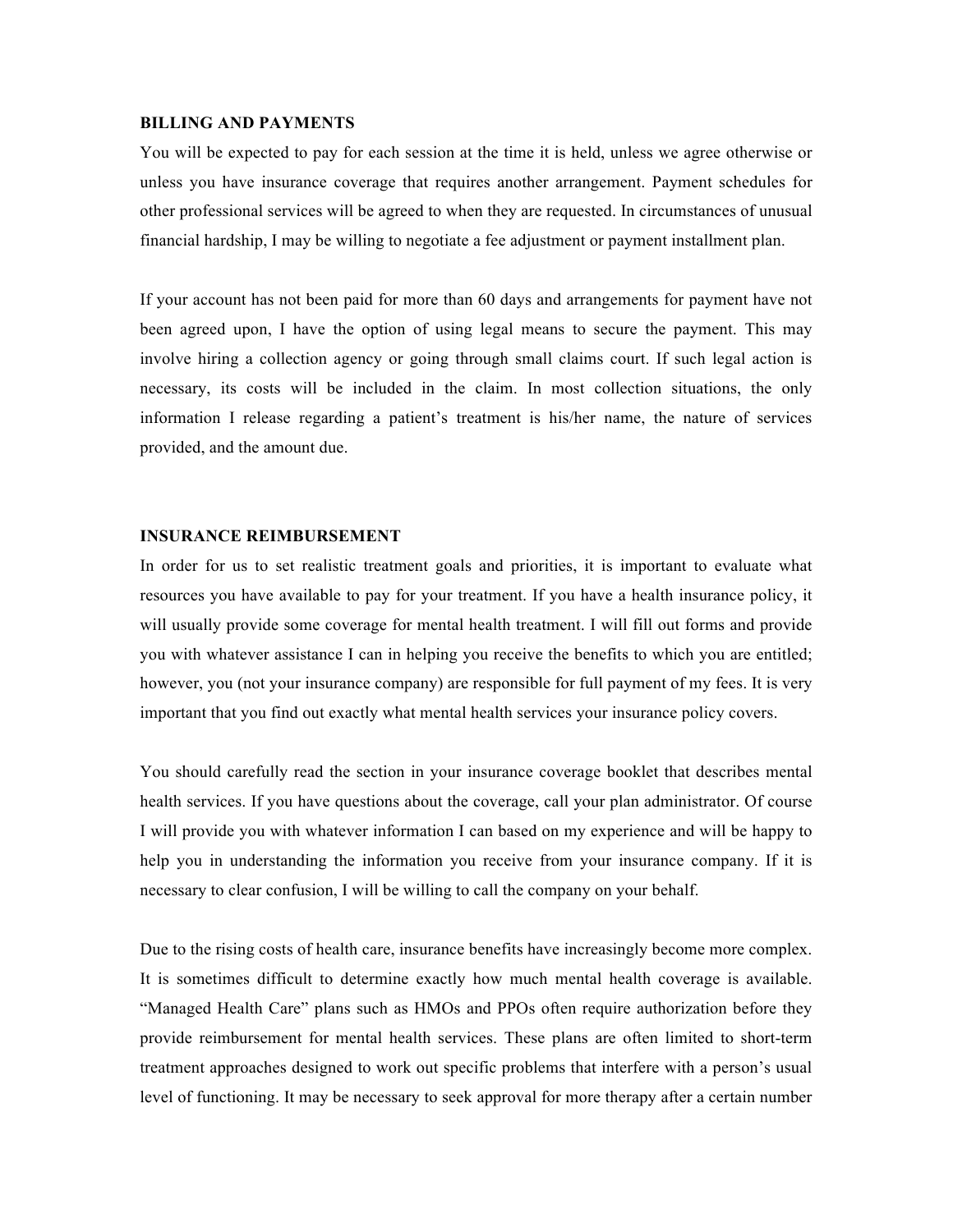**BILLING AND PAYMENTS**

You will be expected to pay for each session at the time it is held, unless we agree otherwise or unless you have insurance coverage that requires another arrangement. Payment schedules for other professional services will be agreed to when they are requested. In circumstances of unusual financial hardship, I may be willing to negotiate a fee adjustment or payment installment plan.

If your account has not been paid for more than 60 days and arrangements for payment have not been agreed upon, I have the option of using legal means to secure the payment. This may involve hiring a collection agency or going through small claims court. If such legal action is necessary, its costs will be included in the claim. In most collection situations, the only information I release regarding a patient's treatment is his/her name, the nature of services provided, and the amount due.

**INSURANCE REIMBURSEMENT**

In order for us to set realistic treatment goals and priorities, it is important to evaluate what resources you have available to pay for your treatment. If you have a health insurance policy, it will usually provide some coverage for mental health treatment. I will fill out forms and provide you with whatever assistance I can in helping you receive the benefits to which you are entitled; however, you (not your insurance company) are responsible for full payment of my fees. It is very important that you find out exactly what mental health services your insurance policy covers.

You should carefully read the section in your insurance coverage booklet that describes mental health services. If you have questions about the coverage, call your plan administrator. Of course I will provide you with whatever information I can based on my experience and will be happy to help you in understanding the information you receive from your insurance company. If it is necessary to clear confusion, I will be willing to call the company on your behalf.

Due to the rising costs of health care, insurance benefits have increasingly become more complex. It is sometimes difficult to determine exactly how much mental health coverage is available. "Managed Health Care" plans such as HMOs and PPOs often require authorization before they provide reimbursement for mental health services. These plans are often limited to short-term treatment approaches designed to work out specific problems that interfere with a person's usual level of functioning. It may be necessary to seek approval for more therapy after a certain number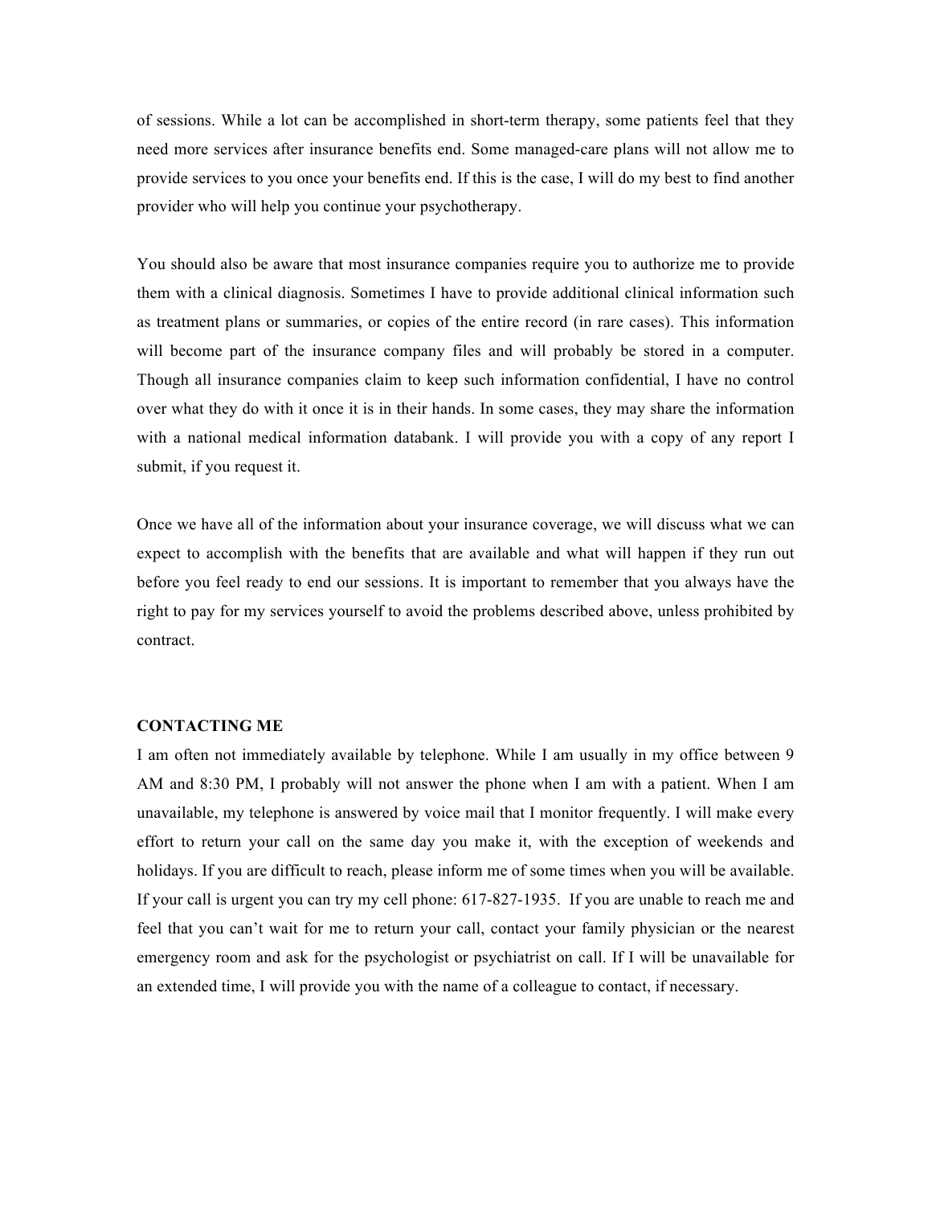of sessions. While a lot can be accomplished in short-term therapy, some patients feel that they need more services after insurance benefits end. Some managed-care plans will not allow me to provide services to you once your benefits end. If this is the case, I will do my best to find another provider who will help you continue your psychotherapy.

You should also be aware that most insurance companies require you to authorize me to provide them with a clinical diagnosis. Sometimes I have to provide additional clinical information such as treatment plans or summaries, or copies of the entire record (in rare cases). This information will become part of the insurance company files and will probably be stored in a computer. Though all insurance companies claim to keep such information confidential, I have no control over what they do with it once it is in their hands. In some cases, they may share the information with a national medical information databank. I will provide you with a copy of any report I submit, if you request it.

Once we have all of the information about your insurance coverage, we will discuss what we can expect to accomplish with the benefits that are available and what will happen if they run out before you feel ready to end our sessions. It is important to remember that you always have the right to pay for my services yourself to avoid the problems described above, unless prohibited by contract.

**CONTACTING ME**

I am often not immediately available by telephone. While I am usually in my office between 9 AM and 8:30 PM, I probably will not answer the phone when I am with a patient. When I am unavailable, my telephone is answered by voice mail that I monitor frequently. I will make every effort to return your call on the same day you make it, with the exception of weekends and holidays. If you are difficult to reach, please inform me of some times when you will be available. If your call is urgent you can try my cell phone: 617-827-1935. If you are unable to reach me and feel that you can't wait for me to return your call, contact your family physician or the nearest emergency room and ask for the psychologist or psychiatrist on call. If I will be unavailable for an extended time, I will provide you with the name of a colleague to contact, if necessary.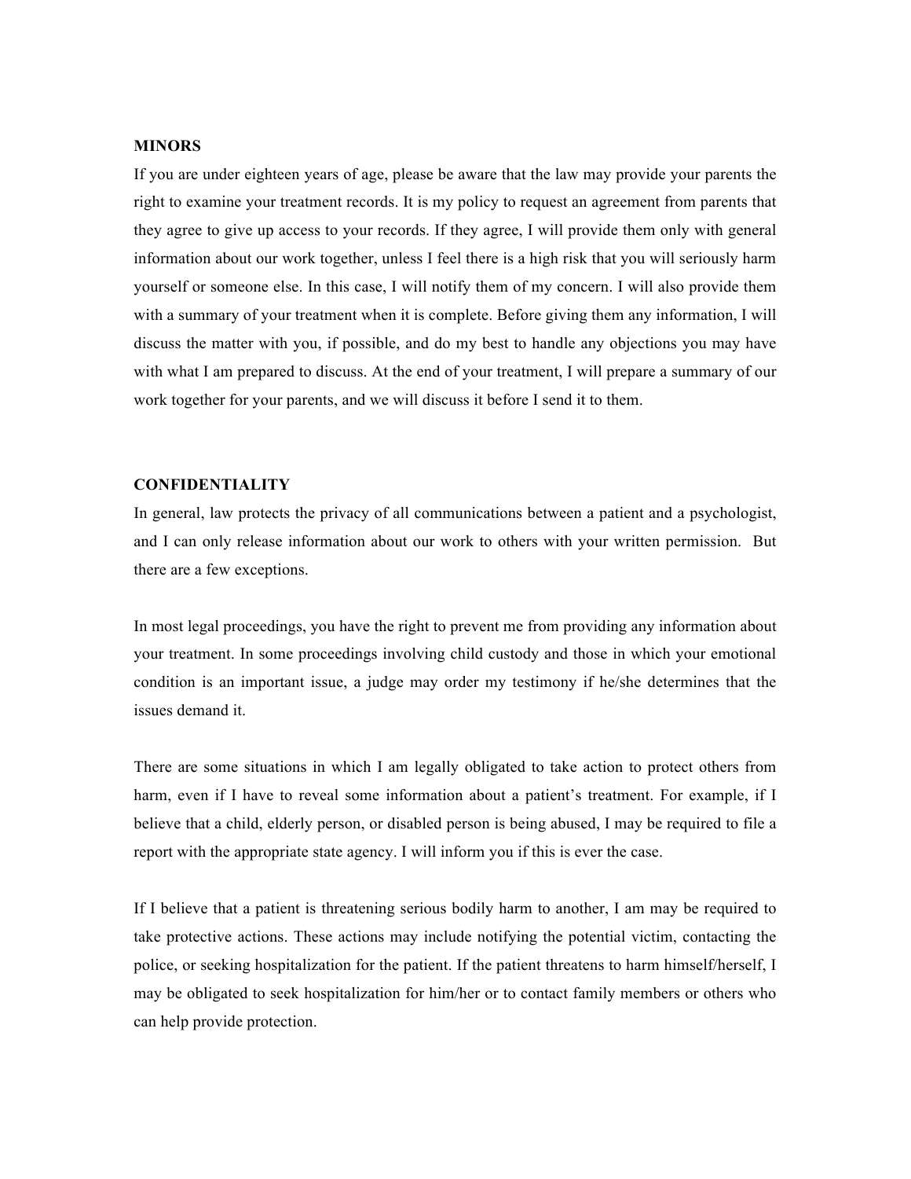**MINORS**

If you are under eighteen years of age, please be aware that the law may provide your parents the right to examine your treatment records. It is my policy to request an agreement from parents that they agree to give up access to your records. If they agree, I will provide them only with general information about our work together, unless I feel there is a high risk that you will seriously harm yourself or someone else. In this case, I will notify them of my concern. I will also provide them with a summary of your treatment when it is complete. Before giving them any information, I will discuss the matter with you, if possible, and do my best to handle any objections you may have with what I am prepared to discuss. At the end of your treatment, I will prepare a summary of our work together for your parents, and we will discuss it before I send it to them.

**CONFIDENTIALITY**

In general, law protects the privacy of all communications between a patient and a psychologist, and I can only release information about our work to others with your written permission. But there are a few exceptions.

In most legal proceedings, you have the right to prevent me from providing any information about your treatment. In some proceedings involving child custody and those in which your emotional condition is an important issue, a judge may order my testimony if he/she determines that the issues demand it.

There are some situations in which I am legally obligated to take action to protect others from harm, even if I have to reveal some information about a patient's treatment. For example, if I believe that a child, elderly person, or disabled person is being abused, I may be required to file a report with the appropriate state agency. I will inform you if this is ever the case.

If I believe that a patient is threatening serious bodily harm to another, I am may be required to take protective actions. These actions may include notifying the potential victim, contacting the police, or seeking hospitalization for the patient. If the patient threatens to harm himself/herself, I may be obligated to seek hospitalization for him/her or to contact family members or others who can help provide protection.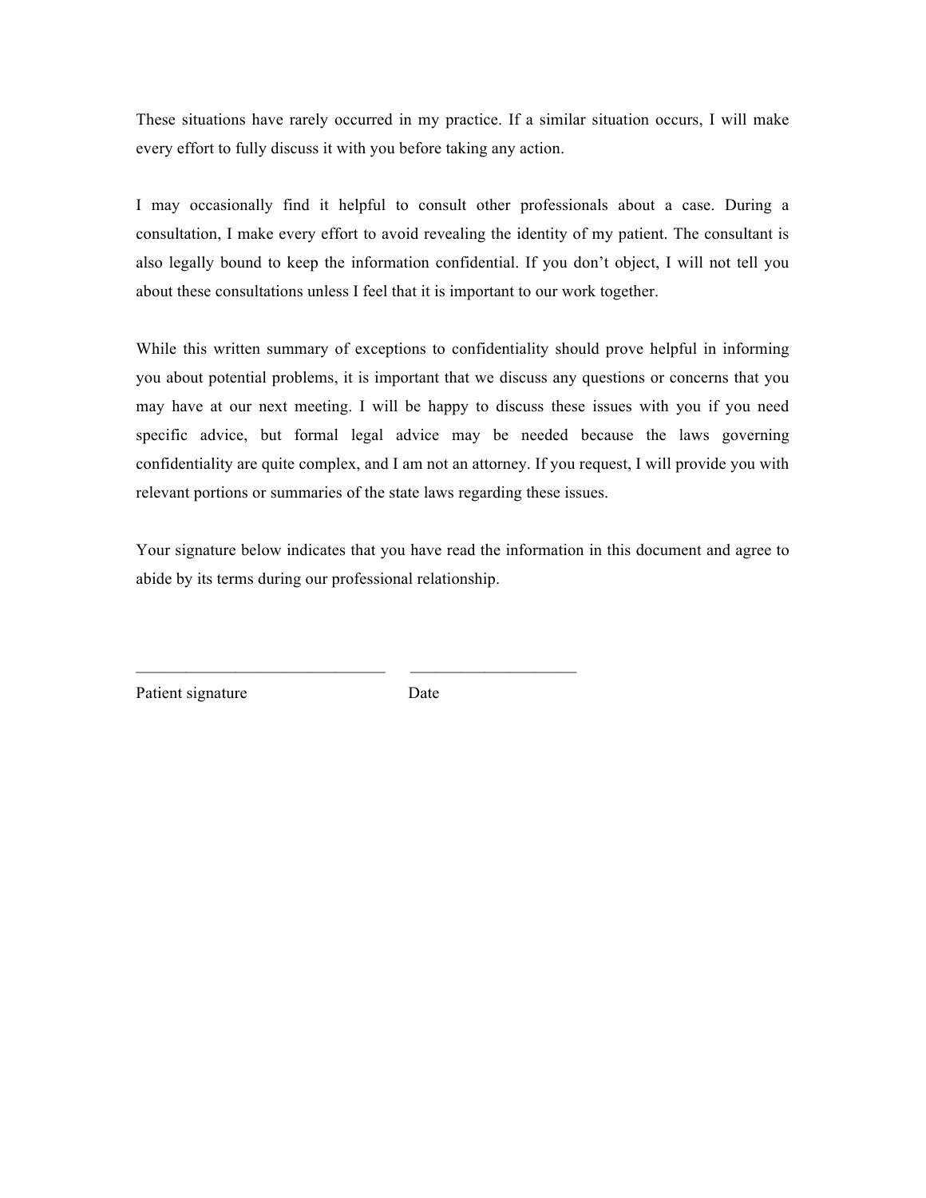These situations have rarely occurred in my practice. If a similar situation occurs, I will make every effort to fully discuss it with you before taking any action.

I may occasionally find it helpful to consult other professionals about a case. During a consultation, I make every effort to avoid revealing the identity of my patient. The consultant is also legally bound to keep the information confidential. If you don't object, I will not tell you about these consultations unless I feel that it is important to our work together.

While this written summary of exceptions to confidentiality should prove helpful in informing you about potential problems, it is important that we discuss any questions or concerns that you may have at our next meeting. I will be happy to discuss these issues with you if you need specific advice, but formal legal advice may be needed because the laws governing confidentiality are quite complex, and I am not an attorney. If you request, I will provide you with relevant portions or summaries of the state laws regarding these issues.

Your signature below indicates that you have read the information in this document and agree to abide by its terms during our professional relationship.

_______________________________ ____________________

Patient signature Date